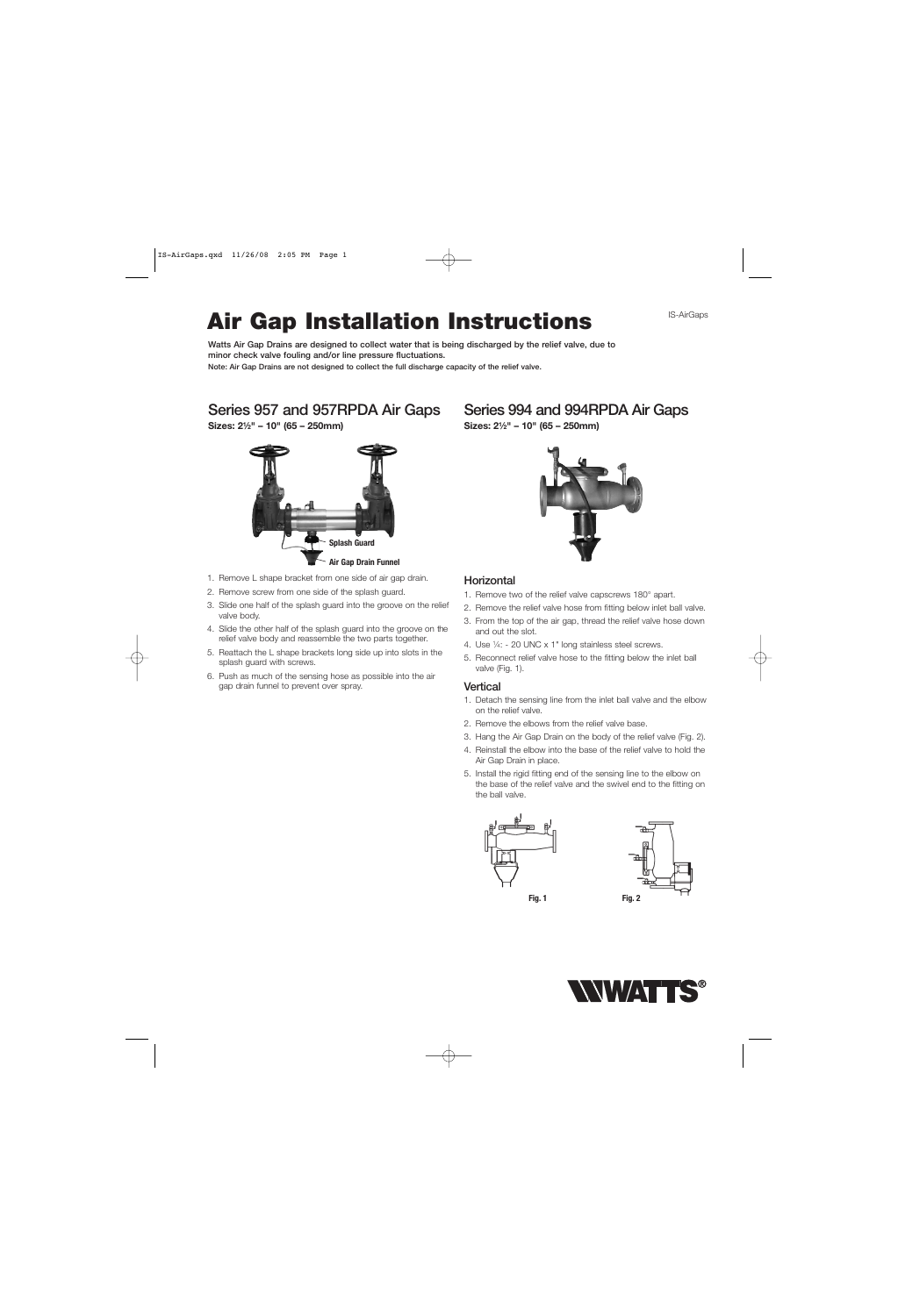# Air Gap Installation Instructions

IS-AirGaps

**Watts Air Gap Drains are designed to collect water that is being discharged by the relief valve, due to minor check valve fouling and/or line pressure fluctuations.**

**Note: Air Gap Drains are not designed to collect the full discharge capacity of the relief valve.**

## Series 957 and 957RPDA Air Gaps

**Sizes: 2½" – 10" (65 – 250mm)**

Splash Guard

Air Gap Drain Funnel

1. Remove L shape bracket from one side of air gap drain.
2. Remove screw from one side of the splash guard.
3. Slide one half of the splash guard into the groove on the relief valve body.
4. Slide the other half of the splash guard into the groove on the relief valve body and reassemble the two parts together.
5. Reattach the L shape brackets long side up into slots in the splash guard with screws.
6. Push as much of the sensing hose as possible into the air gap drain funnel to prevent over spray.

## Series 994 and 994RPDA Air Gaps

**Sizes: 2½" – 10" (65 – 250mm)**

### Horizontal

1. Remove two of the relief valve capscrews 180° apart.
2. Remove the relief valve hose from fitting below inlet ball valve.
3. From the top of the air gap, thread the relief valve hose down and out the slot.
4. Use ¼: - 20 UNC x 1" long stainless steel screws.
5. Reconnect relief valve hose to the fitting below the inlet ball valve (Fig. 1).

### Vertical

1. Detach the sensing line from the inlet ball valve and the elbow on the relief valve.
2. Remove the elbows from the relief valve base.
3. Hang the Air Gap Drain on the body of the relief valve (Fig. 2).
4. Reinstall the elbow into the base of the relief valve to hold the Air Gap Drain in place.
5. Install the rigid fitting end of the sensing line to the elbow on the base of the relief valve and the swivel end to the fitting on the ball valve.

**Fig. 1**

**Fig. 2**

WATTS®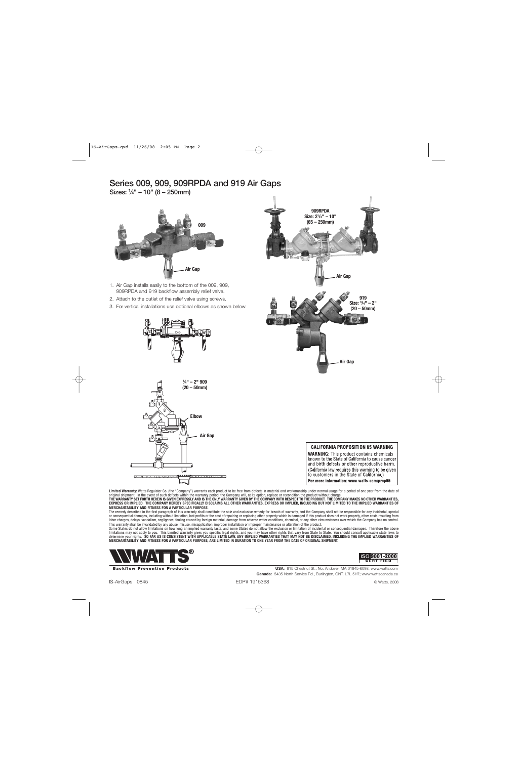# Series 009, 909, 909RPDA and 919 Air Gaps

**Sizes: ¼" – 10" (8 – 250mm)**

009

Air Gap

909RPDA
Size: 2½" – 10"
(65 – 250mm)

Air Gap

919
Size: ¾" – 2"
(20 – 50mm)

Air Gap

1. Air Gap installs easily to the bottom of the 009, 909, 909RPDA and 919 backflow assembly relief valve.
2. Attach to the outlet of the relief valve using screws.
3. For vertical installations use optional elbows as shown below.

¾" – 2" 909
(20 – 50mm)

Elbow

Air Gap

**CALIFORNIA PROPOSITION 65 WARNING**

**WARNING:** This product contains chemicals known to the State of California to cause cancer and birth defects or other reproductive harm. (California law requires this warning to be given to customers in the State of California.)

**For more information: www.watts.com/prop65**

**Limited Warranty:** Watts Regulator Co. (the "Company") warrants each product to be free from defects in material and workmanship under normal usage for a period of one year from the date of original shipment. In the event of such defects within the warranty period, the Company will, at its option, replace or recondition the product without charge.

**THE WARRANTY SET FORTH HEREIN IS GIVEN EXPRESSLY AND IS THE ONLY WARRANTY GIVEN BY THE COMPANY WITH RESPECT TO THE PRODUCT. THE COMPANY MAKES NO OTHER WARRANTIES, EXPRESS OR IMPLIED. THE COMPANY HEREBY SPECIFICALLY DISCLAIMS ALL OTHER WARRANTIES, EXPRESS OR IMPLIED, INCLUDING BUT NOT LIMITED TO THE IMPLIED WARRANTIES OF MERCHANTABILITY AND FITNESS FOR A PARTICULAR PURPOSE.**

The remedy described in the first paragraph of this warranty shall constitute the sole and exclusive remedy for breach of warranty, and the Company shall not be responsible for any incidental, special or consequential damages, including without limitation, lost profits or the cost of repairing or replacing other property which is damaged if this product does not work properly, other costs resulting from labor charges, delays, vandalism, negligence, fouling caused by foreign material, damage from adverse water conditions, chemical, or any other circumstances over which the Company has no control. This warranty shall be invalidated by any abuse, misuse, misapplication, improper installation or improper maintenance or alteration of the product.

Some States do not allow limitations on how long an implied warranty lasts, and some States do not allow the exclusion or limitation of incidental or consequential damages. Therefore the above limitations may not apply to you. This Limited Warranty gives you specific legal rights, and you may have other rights that vary from State to State. You should consult applicable state laws to determine your rights. **SO FAR AS IS CONSISTENT WITH APPLICABLE STATE LAW, ANY IMPLIED WARRANTIES THAT MAY NOT BE DISCLAIMED, INCLUDING THE IMPLIED WARRANTIES OF MERCHANTABILITY AND FITNESS FOR A PARTICULAR PURPOSE, ARE LIMITED IN DURATION TO ONE YEAR FROM THE DATE OF ORIGINAL SHIPMENT.**

WATTS®

**Backflow Prevention Products**

ISO 9001-2000 CERTIFIED

**USA:** 815 Chestnut St., No. Andover, MA 01845-6098; www.watts.com

**Canada:** 5435 North Service Rd., Burlington, ONT. L7L 5H7; www.wattscanada.ca

IS-AirGaps 0845 EDP# 1915368 © Watts, 2008